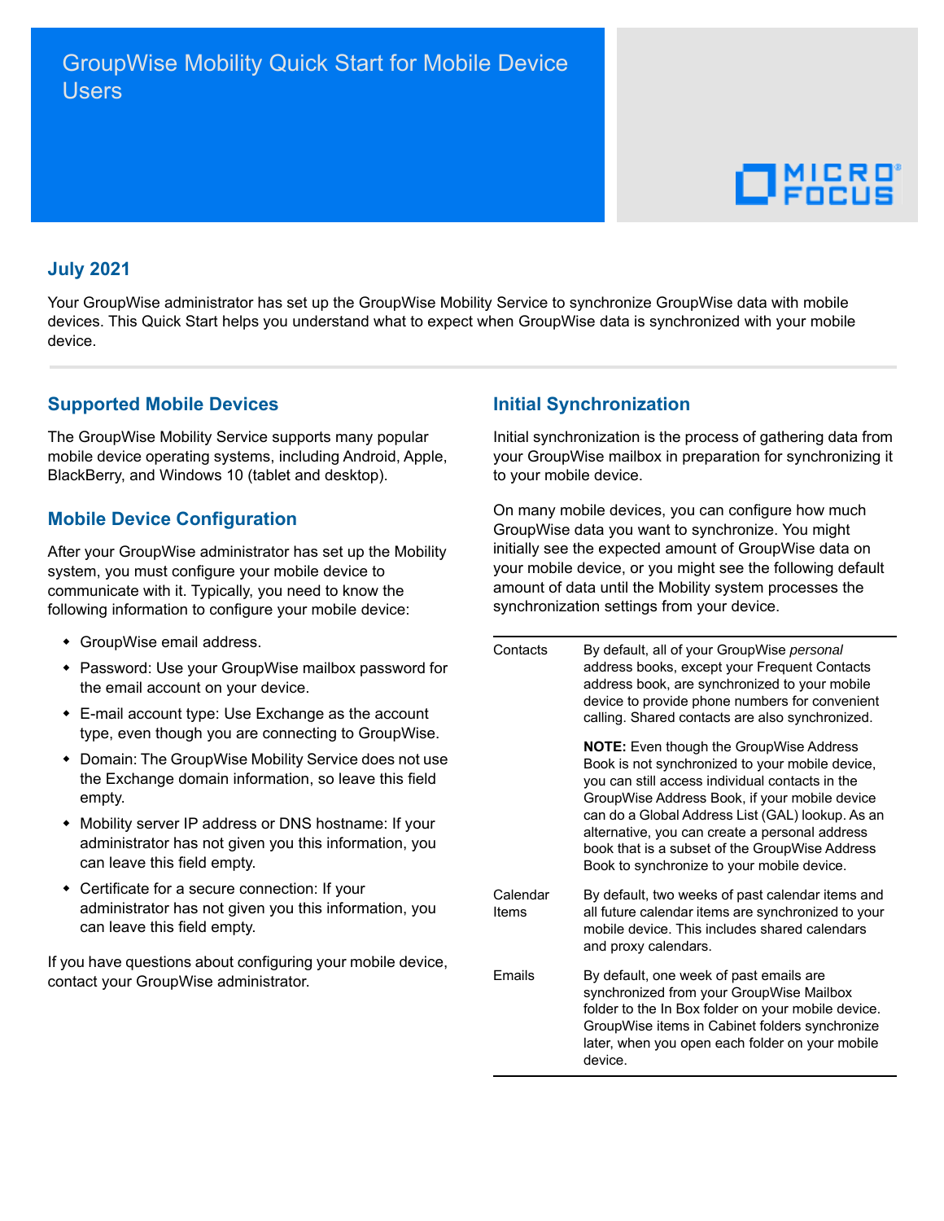# GroupWise Mobility Quick Start for Mobile Device Users

## July 2021

Your GroupWise administrator has set up the GroupWise Mobility Service to synchronize GroupWise data with mobile devices. This Quick Start helps you understand what to expect when GroupWise data is synchronized with your mobile device.

## Supported Mobile Devices

The GroupWise Mobility Service supports many popular mobile device operating systems, including Android, Apple, BlackBerry, and Windows 10 (tablet and desktop).

## Mobile Device Configuration

After your GroupWise administrator has set up the Mobility system, you must configure your mobile device to communicate with it. Typically, you need to know the following information to configure your mobile device:

- GroupWise email address.
- Password: Use your GroupWise mailbox password for the email account on your device.
- E-mail account type: Use Exchange as the account type, even though you are connecting to GroupWise.
- Domain: The GroupWise Mobility Service does not use the Exchange domain information, so leave this field empty.
- Mobility server IP address or DNS hostname: If your administrator has not given you this information, you can leave this field empty.
- Certificate for a secure connection: If your administrator has not given you this information, you can leave this field empty.

If you have questions about configuring your mobile device, contact your GroupWise administrator.

## Initial Synchronization

Initial synchronization is the process of gathering data from your GroupWise mailbox in preparation for synchronizing it to your mobile device.

On many mobile devices, you can configure how much GroupWise data you want to synchronize. You might initially see the expected amount of GroupWise data on your mobile device, or you might see the following default amount of data until the Mobility system processes the synchronization settings from your device.

| | |
|---|---|
| Contacts | By default, all of your GroupWise *personal* address books, except your Frequent Contacts address book, are synchronized to your mobile device to provide phone numbers for convenient calling. Shared contacts are also synchronized.<br><br>**NOTE:** Even though the GroupWise Address Book is not synchronized to your mobile device, you can still access individual contacts in the GroupWise Address Book, if your mobile device can do a Global Address List (GAL) lookup. As an alternative, you can create a personal address book that is a subset of the GroupWise Address Book to synchronize to your mobile device. |
| Calendar Items | By default, two weeks of past calendar items and all future calendar items are synchronized to your mobile device. This includes shared calendars and proxy calendars. |
| Emails | By default, one week of past emails are synchronized from your GroupWise Mailbox folder to the In Box folder on your mobile device. GroupWise items in Cabinet folders synchronize later, when you open each folder on your mobile device. |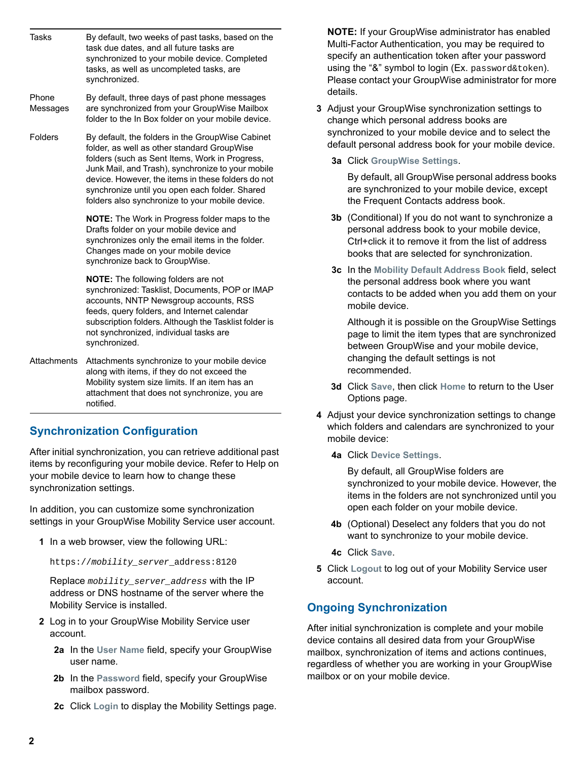| | |
|---|---|
| Tasks | By default, two weeks of past tasks, based on the task due dates, and all future tasks are synchronized to your mobile device. Completed tasks, as well as uncompleted tasks, are synchronized. |
| Phone Messages | By default, three days of past phone messages are synchronized from your GroupWise Mailbox folder to the In Box folder on your mobile device. |
| Folders | By default, the folders in the GroupWise Cabinet folder, as well as other standard GroupWise folders (such as Sent Items, Work in Progress, Junk Mail, and Trash), synchronize to your mobile device. However, the items in these folders do not synchronize until you open each folder. Shared folders also synchronize to your mobile device.<br><br>**NOTE:** The Work in Progress folder maps to the Drafts folder on your mobile device and synchronizes only the email items in the folder. Changes made on your mobile device synchronize back to GroupWise.<br><br>**NOTE:** The following folders are not synchronized: Tasklist, Documents, POP or IMAP accounts, NNTP Newsgroup accounts, RSS feeds, query folders, and Internet calendar subscription folders. Although the Tasklist folder is not synchronized, individual tasks are synchronized. |
| Attachments | Attachments synchronize to your mobile device along with items, if they do not exceed the Mobility system size limits. If an item has an attachment that does not synchronize, you are notified. |

## Synchronization Configuration

After initial synchronization, you can retrieve additional past items by reconfiguring your mobile device. Refer to Help on your mobile device to learn how to change these synchronization settings.

In addition, you can customize some synchronization settings in your GroupWise Mobility Service user account.

1. In a web browser, view the following URL:

   `https://mobility_server_address:8120`

   Replace *mobility_server_address* with the IP address or DNS hostname of the server where the Mobility Service is installed.

2. Log in to your GroupWise Mobility Service user account.

   **2a** In the **User Name** field, specify your GroupWise user name.

   **2b** In the **Password** field, specify your GroupWise mailbox password.

   **2c** Click **Login** to display the Mobility Settings page.

   **NOTE:** If your GroupWise administrator has enabled Multi-Factor Authentication, you may be required to specify an authentication token after your password using the “&” symbol to login (Ex. `password&token`). Please contact your GroupWise administrator for more details.

3. Adjust your GroupWise synchronization settings to change which personal address books are synchronized to your mobile device and to select the default personal address book for your mobile device.

   **3a** Click **GroupWise Settings**.

   By default, all GroupWise personal address books are synchronized to your mobile device, except the Frequent Contacts address book.

   **3b** (Conditional) If you do not want to synchronize a personal address book to your mobile device, Ctrl+click it to remove it from the list of address books that are selected for synchronization.

   **3c** In the **Mobility Default Address Book** field, select the personal address book where you want contacts to be added when you add them on your mobile device.

   Although it is possible on the GroupWise Settings page to limit the item types that are synchronized between GroupWise and your mobile device, changing the default settings is not recommended.

   **3d** Click **Save**, then click **Home** to return to the User Options page.

4. Adjust your device synchronization settings to change which folders and calendars are synchronized to your mobile device:

   **4a** Click **Device Settings**.

   By default, all GroupWise folders are synchronized to your mobile device. However, the items in the folders are not synchronized until you open each folder on your mobile device.

   **4b** (Optional) Deselect any folders that you do not want to synchronize to your mobile device.

   **4c** Click **Save**.

5. Click **Logout** to log out of your Mobility Service user account.

## Ongoing Synchronization

After initial synchronization is complete and your mobile device contains all desired data from your GroupWise mailbox, synchronization of items and actions continues, regardless of whether you are working in your GroupWise mailbox or on your mobile device.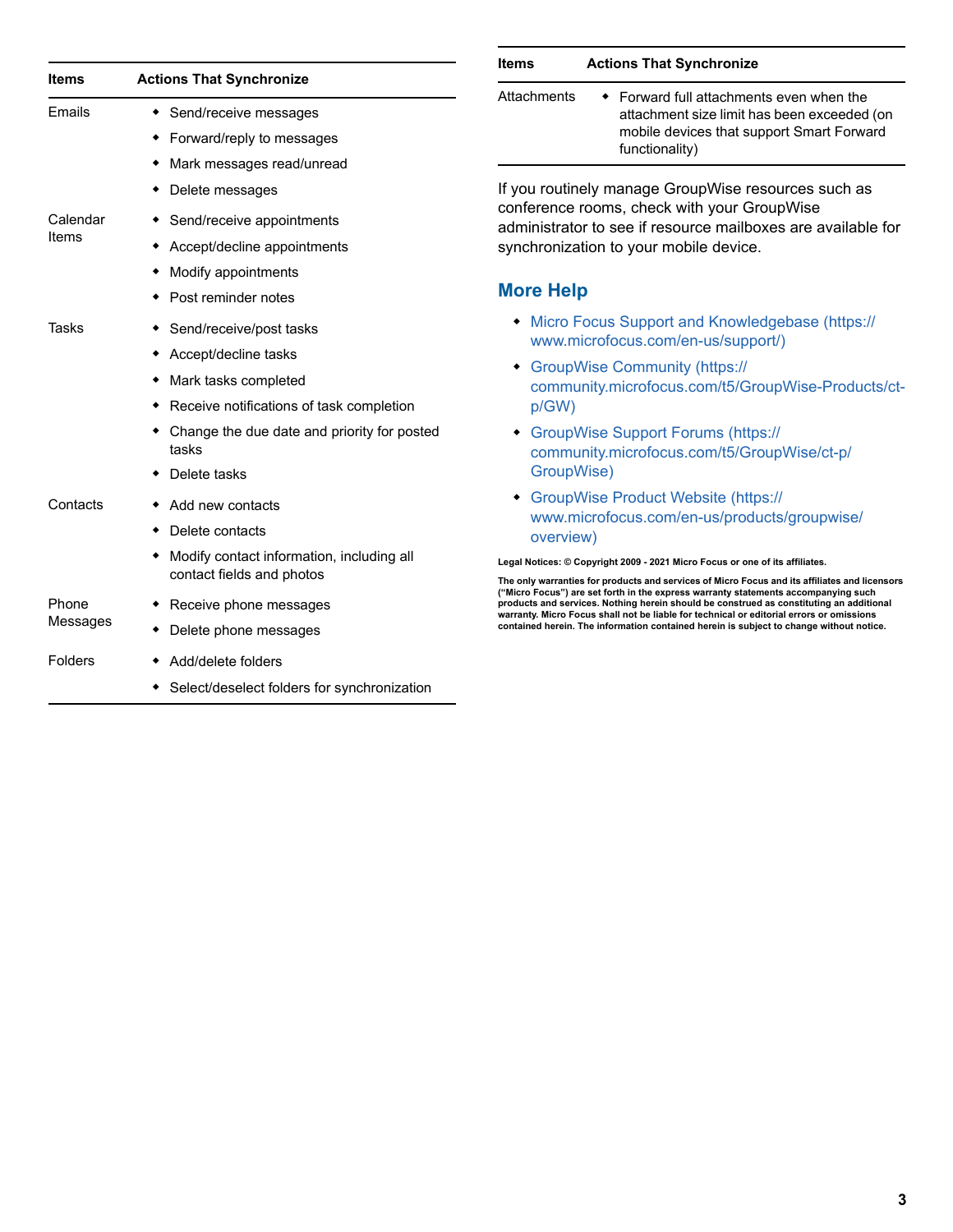| Items | Actions That Synchronize |
|---|---|
| Emails | • Send/receive messages<br>• Forward/reply to messages<br>• Mark messages read/unread<br>• Delete messages |
| Calendar Items | • Send/receive appointments<br>• Accept/decline appointments<br>• Modify appointments<br>• Post reminder notes |
| Tasks | • Send/receive/post tasks<br>• Accept/decline tasks<br>• Mark tasks completed<br>• Receive notifications of task completion<br>• Change the due date and priority for posted tasks<br>• Delete tasks |
| Contacts | • Add new contacts<br>• Delete contacts<br>• Modify contact information, including all contact fields and photos |
| Phone Messages | • Receive phone messages<br>• Delete phone messages |
| Folders | • Add/delete folders<br>• Select/deselect folders for synchronization |
| Attachments | • Forward full attachments even when the attachment size limit has been exceeded (on mobile devices that support Smart Forward functionality) |

If you routinely manage GroupWise resources such as conference rooms, check with your GroupWise administrator to see if resource mailboxes are available for synchronization to your mobile device.

## More Help

- Micro Focus Support and Knowledgebase (https://www.microfocus.com/en-us/support/)
- GroupWise Community (https://community.microfocus.com/t5/GroupWise-Products/ct-p/GW)
- GroupWise Support Forums (https://community.microfocus.com/t5/GroupWise/ct-p/GroupWise)
- GroupWise Product Website (https://www.microfocus.com/en-us/products/groupwise/overview)

**Legal Notices: © Copyright 2009 - 2021 Micro Focus or one of its affiliates.**

**The only warranties for products and services of Micro Focus and its affiliates and licensors ("Micro Focus") are set forth in the express warranty statements accompanying such products and services. Nothing herein should be construed as constituting an additional warranty. Micro Focus shall not be liable for technical or editorial errors or omissions contained herein. The information contained herein is subject to change without notice.**